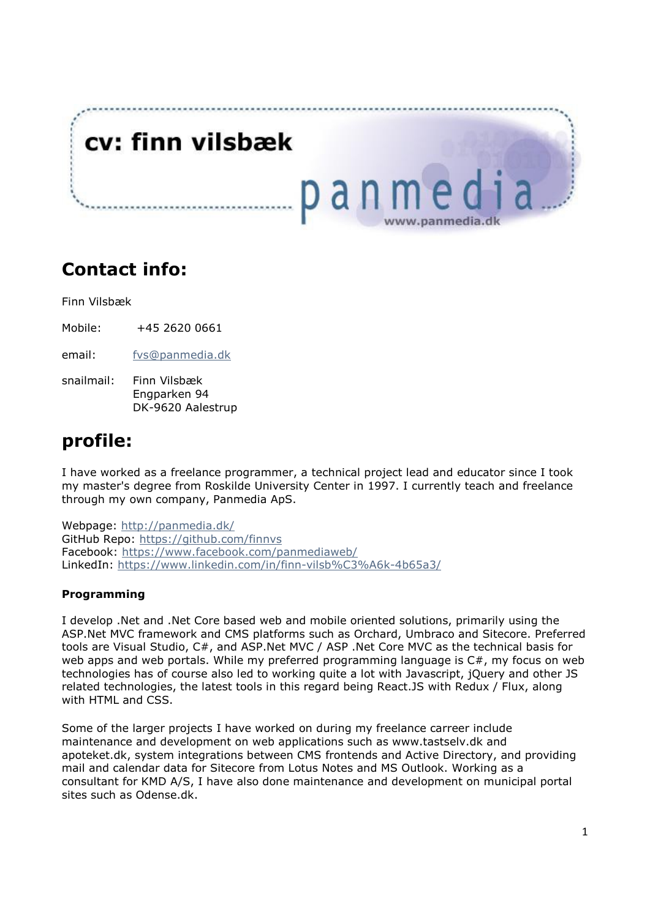# cv: finn vilsbæk

panmedia

www.panmedia.dk

## Contact info:

Finn Vilsbæk

Mobile: +45 2620 0661

email: fvs@panmedia.dk

snailmail: Finn Vilsbæk
Engparken 94
DK-9620 Aalestrup

## profile:

I have worked as a freelance programmer, a technical project lead and educator since I took my master's degree from Roskilde University Center in 1997. I currently teach and freelance through my own company, Panmedia ApS.

Webpage: http://panmedia.dk/
GitHub Repo: https://github.com/finnvs
Facebook: https://www.facebook.com/panmediaweb/
LinkedIn: https://www.linkedin.com/in/finn-vilsb%C3%A6k-4b65a3/

**Programming**

I develop .Net and .Net Core based web and mobile oriented solutions, primarily using the ASP.Net MVC framework and CMS platforms such as Orchard, Umbraco and Sitecore. Preferred tools are Visual Studio, C#, and ASP.Net MVC / ASP .Net Core MVC as the technical basis for web apps and web portals. While my preferred programming language is C#, my focus on web technologies has of course also led to working quite a lot with Javascript, jQuery and other JS related technologies, the latest tools in this regard being React.JS with Redux / Flux, along with HTML and CSS.

Some of the larger projects I have worked on during my freelance carreer include maintenance and development on web applications such as www.tastselv.dk and apoteket.dk, system integrations between CMS frontends and Active Directory, and providing mail and calendar data for Sitecore from Lotus Notes and MS Outlook. Working as a consultant for KMD A/S, I have also done maintenance and development on municipal portal sites such as Odense.dk.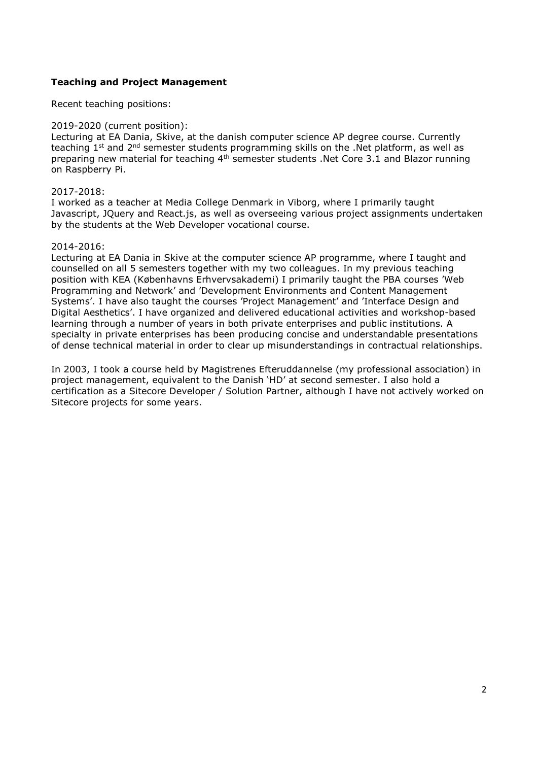**Teaching and Project Management**

Recent teaching positions:

2019-2020 (current position):
Lecturing at EA Dania, Skive, at the danish computer science AP degree course. Currently teaching 1st and 2nd semester students programming skills on the .Net platform, as well as preparing new material for teaching 4th semester students .Net Core 3.1 and Blazor running on Raspberry Pi.

2017-2018:
I worked as a teacher at Media College Denmark in Viborg, where I primarily taught Javascript, JQuery and React.js, as well as overseeing various project assignments undertaken by the students at the Web Developer vocational course.

2014-2016:
Lecturing at EA Dania in Skive at the computer science AP programme, where I taught and counselled on all 5 semesters together with my two colleagues. In my previous teaching position with KEA (Københavns Erhvervsakademi) I primarily taught the PBA courses 'Web Programming and Network' and 'Development Environments and Content Management Systems'. I have also taught the courses 'Project Management' and 'Interface Design and Digital Aesthetics'. I have organized and delivered educational activities and workshop-based learning through a number of years in both private enterprises and public institutions. A specialty in private enterprises has been producing concise and understandable presentations of dense technical material in order to clear up misunderstandings in contractual relationships.

In 2003, I took a course held by Magistrenes Efteruddannelse (my professional association) in project management, equivalent to the Danish 'HD' at second semester. I also hold a certification as a Sitecore Developer / Solution Partner, although I have not actively worked on Sitecore projects for some years.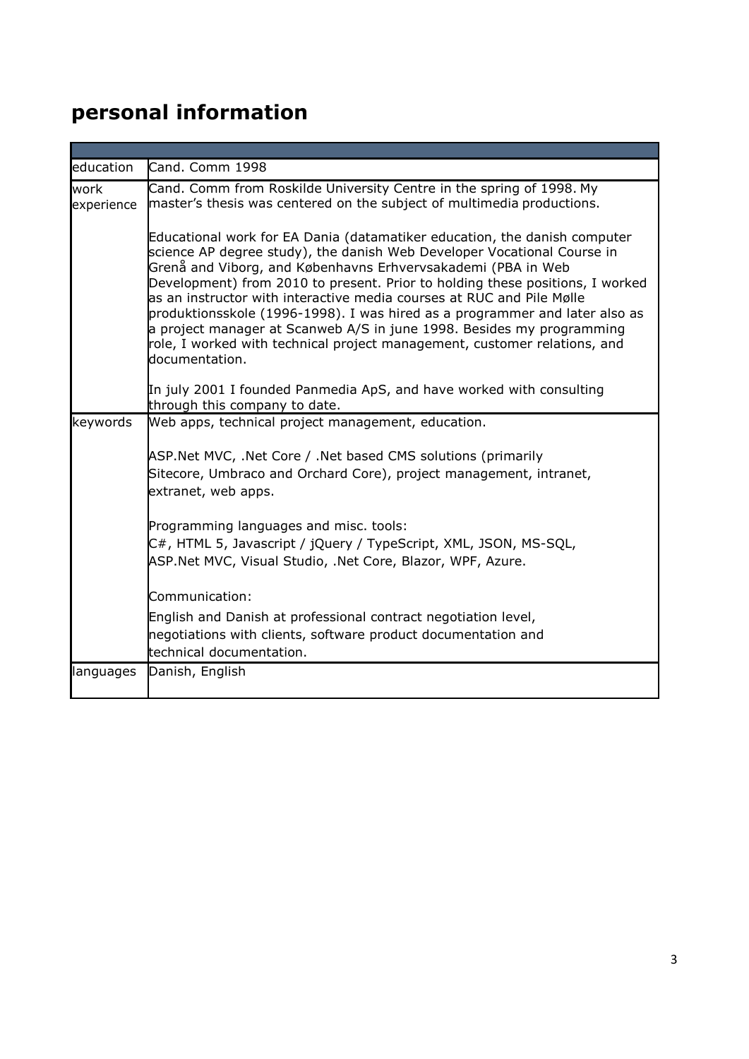# personal information

| | |
|---|---|
| education | Cand. Comm 1998 |
| work experience | Cand. Comm from Roskilde University Centre in the spring of 1998. My master's thesis was centered on the subject of multimedia productions.<br><br>Educational work for EA Dania (datamatiker education, the danish computer science AP degree study), the danish Web Developer Vocational Course in Grenå and Viborg, and Københavns Erhvervsakademi (PBA in Web Development) from 2010 to present. Prior to holding these positions, I worked as an instructor with interactive media courses at RUC and Pile Mølle produktionsskole (1996-1998). I was hired as a programmer and later also as a project manager at Scanweb A/S in june 1998. Besides my programming role, I worked with technical project management, customer relations, and documentation.<br><br>In july 2001 I founded Panmedia ApS, and have worked with consulting through this company to date. |
| keywords | Web apps, technical project management, education.<br><br>ASP.Net MVC, .Net Core / .Net based CMS solutions (primarily Sitecore, Umbraco and Orchard Core), project management, intranet, extranet, web apps.<br><br>Programming languages and misc. tools:<br>C#, HTML 5, Javascript / jQuery / TypeScript, XML, JSON, MS-SQL, ASP.Net MVC, Visual Studio, .Net Core, Blazor, WPF, Azure.<br><br>Communication:<br>English and Danish at professional contract negotiation level, negotiations with clients, software product documentation and technical documentation. |
| languages | Danish, English |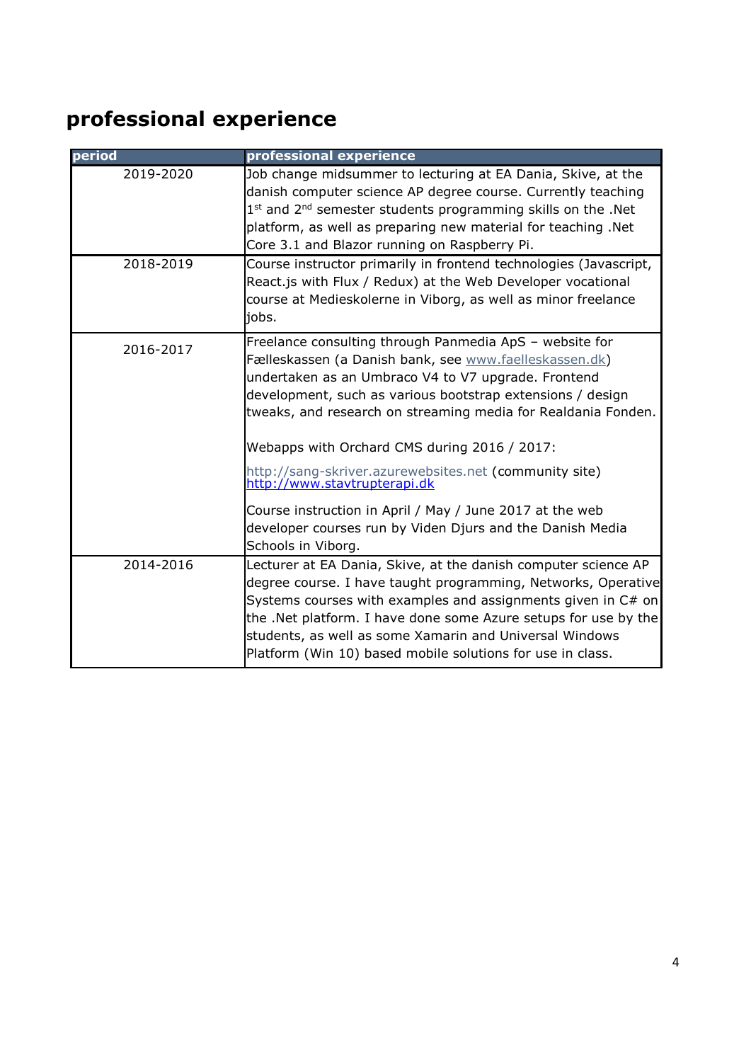## professional experience

| period | professional experience |
|---|---|
| 2019-2020 | Job change midsummer to lecturing at EA Dania, Skive, at the danish computer science AP degree course. Currently teaching 1st and 2nd semester students programming skills on the .Net platform, as well as preparing new material for teaching .Net Core 3.1 and Blazor running on Raspberry Pi. |
| 2018-2019 | Course instructor primarily in frontend technologies (Javascript, React.js with Flux / Redux) at the Web Developer vocational course at Medieskolerne in Viborg, as well as minor freelance jobs. |
| 2016-2017 | Freelance consulting through Panmedia ApS – website for Fælleskassen (a Danish bank, see www.faelleskassen.dk) undertaken as an Umbraco V4 to V7 upgrade. Frontend development, such as various bootstrap extensions / design tweaks, and research on streaming media for Realdania Fonden.<br><br>Webapps with Orchard CMS during 2016 / 2017:<br><br>http://sang-skriver.azurewebsites.net (community site)<br>http://www.stavtrupterapi.dk<br><br>Course instruction in April / May / June 2017 at the web developer courses run by Viden Djurs and the Danish Media Schools in Viborg. |
| 2014-2016 | Lecturer at EA Dania, Skive, at the danish computer science AP degree course. I have taught programming, Networks, Operative Systems courses with examples and assignments given in C# on the .Net platform. I have done some Azure setups for use by the students, as well as some Xamarin and Universal Windows Platform (Win 10) based mobile solutions for use in class. |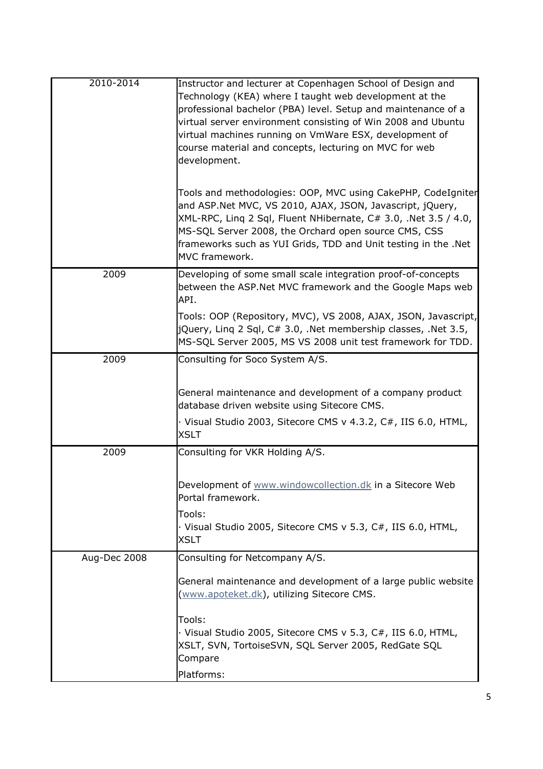| | |
|---|---|
| 2010-2014 | Instructor and lecturer at Copenhagen School of Design and Technology (KEA) where I taught web development at the professional bachelor (PBA) level. Setup and maintenance of a virtual server environment consisting of Win 2008 and Ubuntu virtual machines running on VmWare ESX, development of course material and concepts, lecturing on MVC for web development.<br><br>Tools and methodologies: OOP, MVC using CakePHP, CodeIgniter and ASP.Net MVC, VS 2010, AJAX, JSON, Javascript, jQuery, XML-RPC, Linq 2 Sql, Fluent NHibernate, C# 3.0, .Net 3.5 / 4.0, MS-SQL Server 2008, the Orchard open source CMS, CSS frameworks such as YUI Grids, TDD and Unit testing in the .Net MVC framework. |
| 2009 | Developing of some small scale integration proof-of-concepts between the ASP.Net MVC framework and the Google Maps web API.<br><br>Tools: OOP (Repository, MVC), VS 2008, AJAX, JSON, Javascript, jQuery, Linq 2 Sql, C# 3.0, .Net membership classes, .Net 3.5, MS-SQL Server 2005, MS VS 2008 unit test framework for TDD. |
| 2009 | Consulting for Soco System A/S.<br><br>General maintenance and development of a company product database driven website using Sitecore CMS.<br><br>· Visual Studio 2003, Sitecore CMS v 4.3.2, C#, IIS 6.0, HTML, XSLT |
| 2009 | Consulting for VKR Holding A/S.<br><br>Development of www.windowcollection.dk in a Sitecore Web Portal framework.<br><br>Tools:<br>· Visual Studio 2005, Sitecore CMS v 5.3, C#, IIS 6.0, HTML, XSLT |
| Aug-Dec 2008 | Consulting for Netcompany A/S.<br><br>General maintenance and development of a large public website (www.apoteket.dk), utilizing Sitecore CMS.<br><br>Tools:<br>· Visual Studio 2005, Sitecore CMS v 5.3, C#, IIS 6.0, HTML, XSLT, SVN, TortoiseSVN, SQL Server 2005, RedGate SQL Compare<br><br>Platforms: |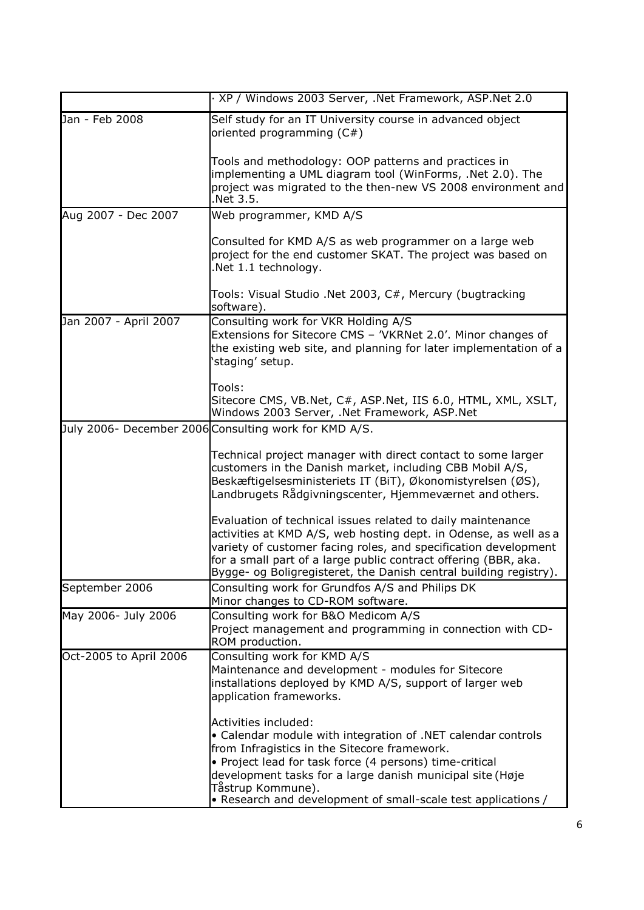| | · XP / Windows 2003 Server, .Net Framework, ASP.Net 2.0 |
|---|---|
| Jan - Feb 2008 | Self study for an IT University course in advanced object oriented programming (C#)<br><br>Tools and methodology: OOP patterns and practices in implementing a UML diagram tool (WinForms, .Net 2.0). The project was migrated to the then-new VS 2008 environment and .Net 3.5. |
| Aug 2007 - Dec 2007 | Web programmer, KMD A/S<br><br>Consulted for KMD A/S as web programmer on a large web project for the end customer SKAT. The project was based on .Net 1.1 technology.<br><br>Tools: Visual Studio .Net 2003, C#, Mercury (bugtracking software). |
| Jan 2007 - April 2007 | Consulting work for VKR Holding A/S<br>Extensions for Sitecore CMS – 'VKRNet 2.0'. Minor changes of the existing web site, and planning for later implementation of a 'staging' setup.<br><br>Tools:<br>Sitecore CMS, VB.Net, C#, ASP.Net, IIS 6.0, HTML, XML, XSLT, Windows 2003 Server, .Net Framework, ASP.Net |
| July 2006- December 2006 | Consulting work for KMD A/S.<br><br>Technical project manager with direct contact to some larger customers in the Danish market, including CBB Mobil A/S, Beskæftigelsesministeriets IT (BiT), Økonomistyrelsen (ØS), Landbrugets Rådgivningscenter, Hjemmeværnet and others.<br><br>Evaluation of technical issues related to daily maintenance activities at KMD A/S, web hosting dept. in Odense, as well as a variety of customer facing roles, and specification development for a small part of a large public contract offering (BBR, aka. Bygge- og Boligregisteret, the Danish central building registry). |
| September 2006 | Consulting work for Grundfos A/S and Philips DK<br>Minor changes to CD-ROM software. |
| May 2006- July 2006 | Consulting work for B&O Medicom A/S<br>Project management and programming in connection with CD-ROM production. |
| Oct-2005 to April 2006 | Consulting work for KMD A/S<br>Maintenance and development - modules for Sitecore installations deployed by KMD A/S, support of larger web application frameworks.<br><br>Activities included:<br>• Calendar module with integration of .NET calendar controls from Infragistics in the Sitecore framework.<br>• Project lead for task force (4 persons) time-critical development tasks for a large danish municipal site (Høje Tåstrup Kommune).<br>• Research and development of small-scale test applications / |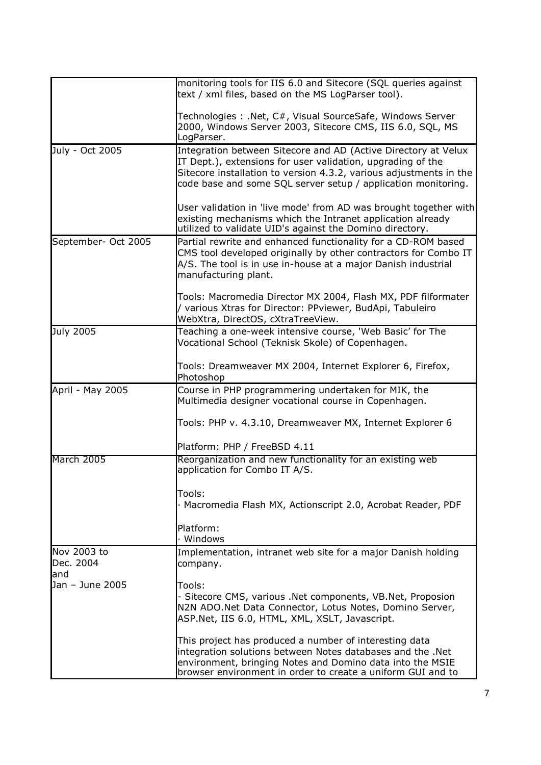| | |
|---|---|
| | monitoring tools for IIS 6.0 and Sitecore (SQL queries against text / xml files, based on the MS LogParser tool).<br><br>Technologies : .Net, C#, Visual SourceSafe, Windows Server 2000, Windows Server 2003, Sitecore CMS, IIS 6.0, SQL, MS LogParser. |
| July - Oct 2005 | Integration between Sitecore and AD (Active Directory at Velux IT Dept.), extensions for user validation, upgrading of the Sitecore installation to version 4.3.2, various adjustments in the code base and some SQL server setup / application monitoring.<br><br>User validation in 'live mode' from AD was brought together with existing mechanisms which the Intranet application already utilized to validate UID's against the Domino directory. |
| September- Oct 2005 | Partial rewrite and enhanced functionality for a CD-ROM based CMS tool developed originally by other contractors for Combo IT A/S. The tool is in use in-house at a major Danish industrial manufacturing plant.<br><br>Tools: Macromedia Director MX 2004, Flash MX, PDF filformater / various Xtras for Director: PPviewer, BudApi, Tabuleiro WebXtra, DirectOS, cXtraTreeView. |
| July 2005 | Teaching a one-week intensive course, 'Web Basic' for The Vocational School (Teknisk Skole) of Copenhagen.<br><br>Tools: Dreamweaver MX 2004, Internet Explorer 6, Firefox, Photoshop |
| April - May 2005 | Course in PHP programmering undertaken for MIK, the Multimedia designer vocational course in Copenhagen.<br><br>Tools: PHP v. 4.3.10, Dreamweaver MX, Internet Explorer 6<br><br>Platform: PHP / FreeBSD 4.11 |
| March 2005 | Reorganization and new functionality for an existing web application for Combo IT A/S.<br><br>Tools:<br>· Macromedia Flash MX, Actionscript 2.0, Acrobat Reader, PDF<br><br>Platform:<br>· Windows |
| Nov 2003 to Dec. 2004 and Jan – June 2005 | Implementation, intranet web site for a major Danish holding company.<br><br>Tools:<br>- Sitecore CMS, various .Net components, VB.Net, Proposion N2N ADO.Net Data Connector, Lotus Notes, Domino Server, ASP.Net, IIS 6.0, HTML, XML, XSLT, Javascript.<br><br>This project has produced a number of interesting data integration solutions between Notes databases and the .Net environment, bringing Notes and Domino data into the MSIE browser environment in order to create a uniform GUI and to |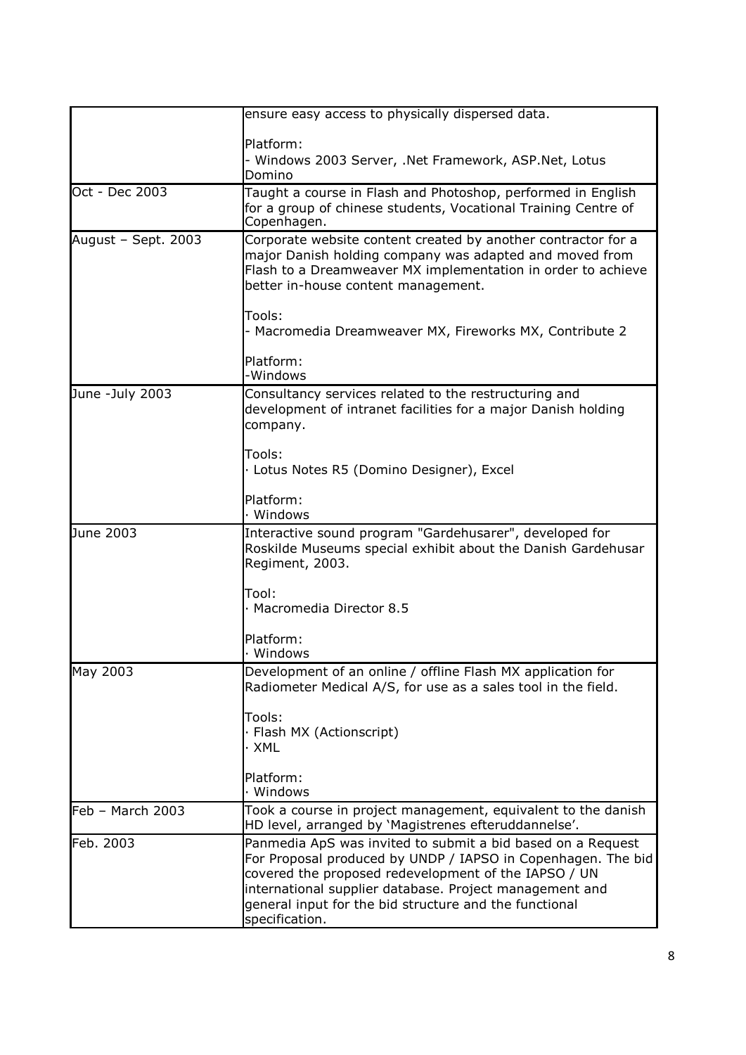| | |
|---|---|
| | ensure easy access to physically dispersed data.<br><br>Platform:<br>- Windows 2003 Server, .Net Framework, ASP.Net, Lotus Domino |
| Oct - Dec 2003 | Taught a course in Flash and Photoshop, performed in English for a group of chinese students, Vocational Training Centre of Copenhagen. |
| August – Sept. 2003 | Corporate website content created by another contractor for a major Danish holding company was adapted and moved from Flash to a Dreamweaver MX implementation in order to achieve better in-house content management.<br><br>Tools:<br>- Macromedia Dreamweaver MX, Fireworks MX, Contribute 2<br><br>Platform:<br>-Windows |
| June -July 2003 | Consultancy services related to the restructuring and development of intranet facilities for a major Danish holding company.<br><br>Tools:<br>· Lotus Notes R5 (Domino Designer), Excel<br><br>Platform:<br>· Windows |
| June 2003 | Interactive sound program "Gardehusarer", developed for Roskilde Museums special exhibit about the Danish Gardehusar Regiment, 2003.<br><br>Tool:<br>· Macromedia Director 8.5<br><br>Platform:<br>· Windows |
| May 2003 | Development of an online / offline Flash MX application for Radiometer Medical A/S, for use as a sales tool in the field.<br><br>Tools:<br>· Flash MX (Actionscript)<br>· XML<br><br>Platform:<br>· Windows |
| Feb – March 2003 | Took a course in project management, equivalent to the danish HD level, arranged by 'Magistrenes efteruddannelse'. |
| Feb. 2003 | Panmedia ApS was invited to submit a bid based on a Request For Proposal produced by UNDP / IAPSO in Copenhagen. The bid covered the proposed redevelopment of the IAPSO / UN international supplier database. Project management and general input for the bid structure and the functional specification. |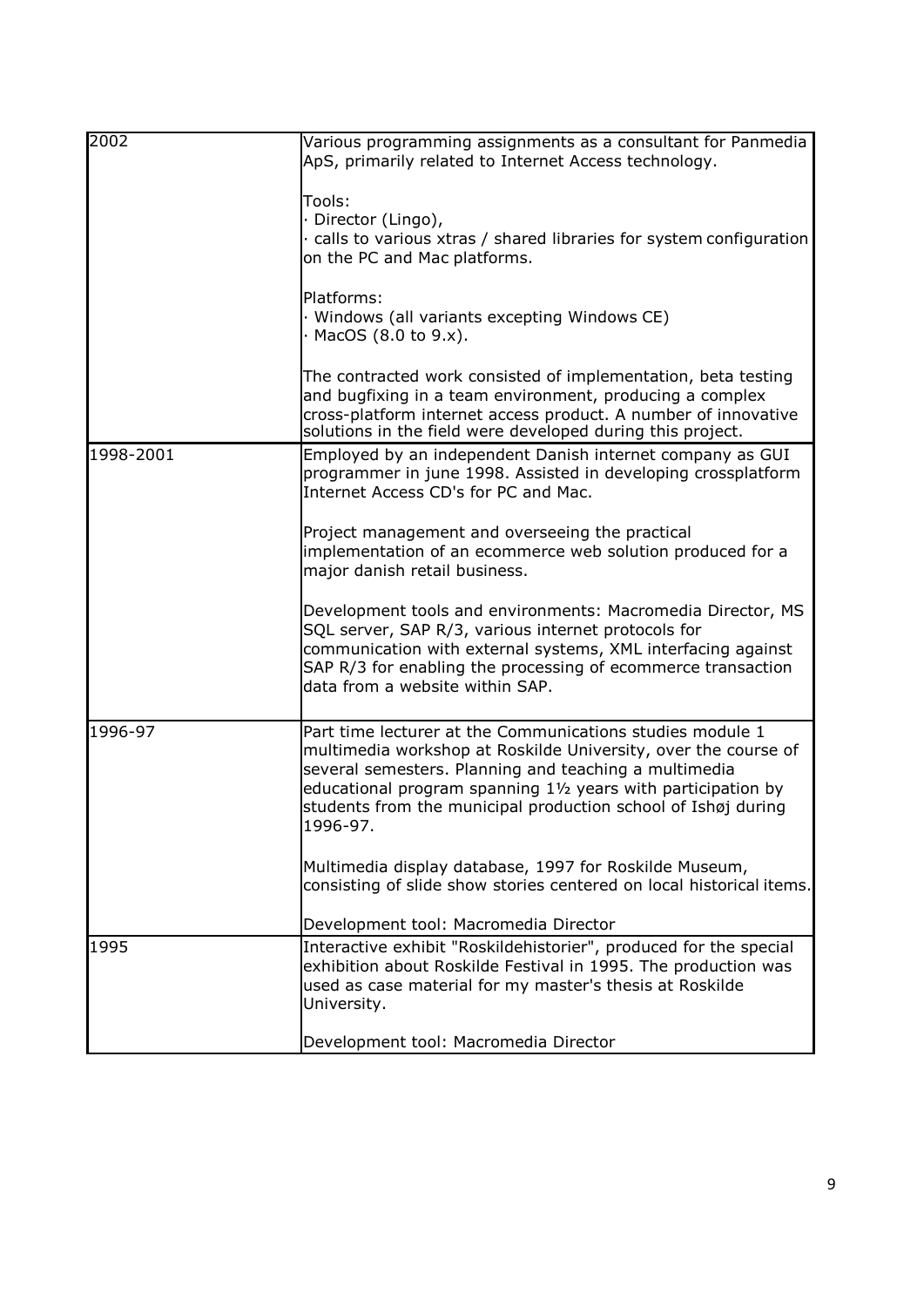| | |
|---|---|
| 2002 | Various programming assignments as a consultant for Panmedia ApS, primarily related to Internet Access technology.<br><br>Tools:<br>· Director (Lingo),<br>· calls to various xtras / shared libraries for system configuration on the PC and Mac platforms.<br><br>Platforms:<br>· Windows (all variants excepting Windows CE)<br>· MacOS (8.0 to 9.x).<br><br>The contracted work consisted of implementation, beta testing and bugfixing in a team environment, producing a complex cross-platform internet access product. A number of innovative solutions in the field were developed during this project. |
| 1998-2001 | Employed by an independent Danish internet company as GUI programmer in june 1998. Assisted in developing crossplatform Internet Access CD's for PC and Mac.<br><br>Project management and overseeing the practical implementation of an ecommerce web solution produced for a major danish retail business.<br><br>Development tools and environments: Macromedia Director, MS SQL server, SAP R/3, various internet protocols for communication with external systems, XML interfacing against SAP R/3 for enabling the processing of ecommerce transaction data from a website within SAP. |
| 1996-97 | Part time lecturer at the Communications studies module 1 multimedia workshop at Roskilde University, over the course of several semesters. Planning and teaching a multimedia educational program spanning 1½ years with participation by students from the municipal production school of Ishøj during 1996-97.<br><br>Multimedia display database, 1997 for Roskilde Museum, consisting of slide show stories centered on local historical items.<br><br>Development tool: Macromedia Director |
| 1995 | Interactive exhibit "Roskildehistorier", produced for the special exhibition about Roskilde Festival in 1995. The production was used as case material for my master's thesis at Roskilde University.<br><br>Development tool: Macromedia Director |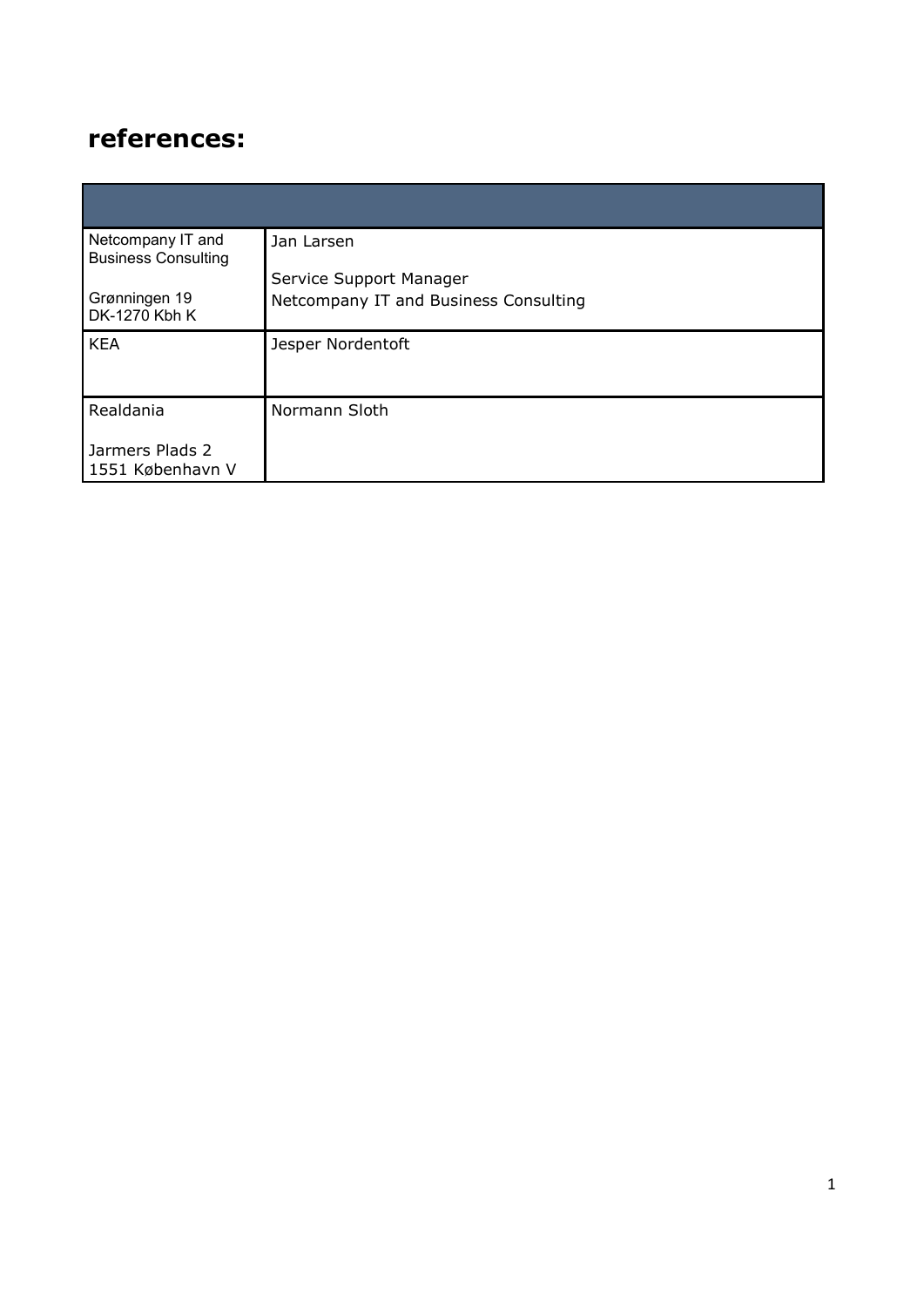# references:

| | |
|---|---|
| Netcompany IT and Business Consulting<br><br>Grønningen 19<br>DK-1270 Kbh K | Jan Larsen<br><br>Service Support Manager<br>Netcompany IT and Business Consulting |
| KEA | Jesper Nordentoft |
| Realdania<br><br>Jarmers Plads 2<br>1551 København V | Normann Sloth |